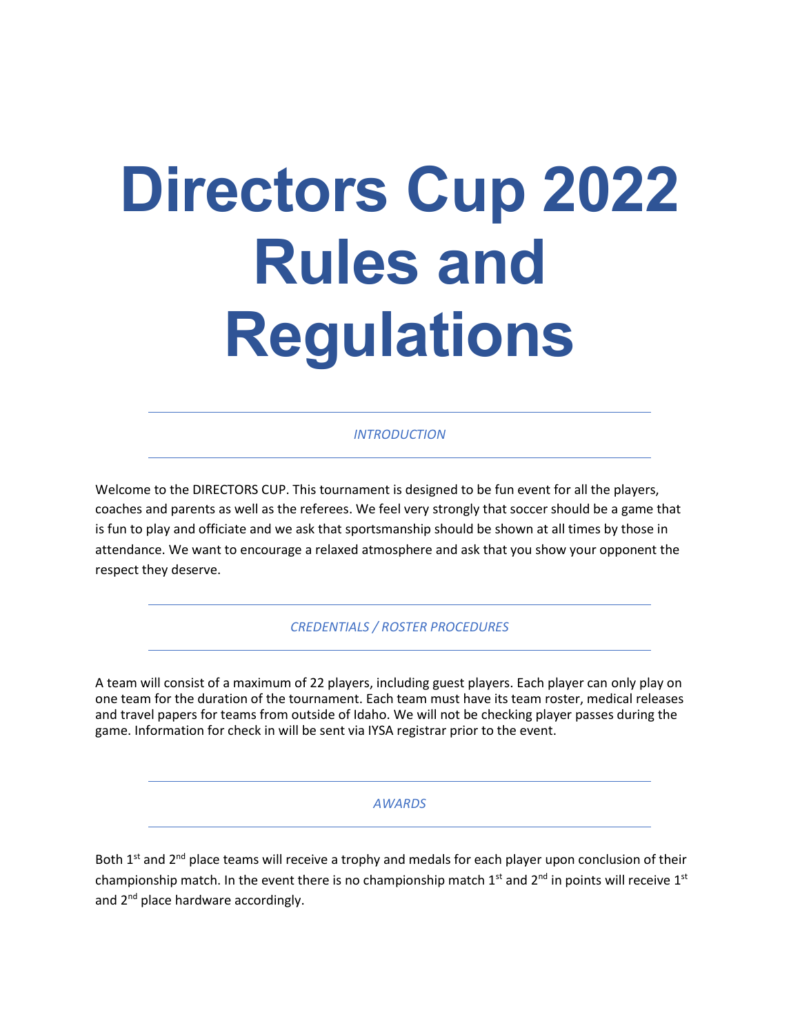# Directors Cup 2022 Rules and Regulations

## *INTRODUCTION*

Welcome to the DIRECTORS CUP. This tournament is designed to be fun event for all the players, coaches and parents as well as the referees. We feel very strongly that soccer should be a game that is fun to play and officiate and we ask that sportsmanship should be shown at all times by those in attendance. We want to encourage a relaxed atmosphere and ask that you show your opponent the respect they deserve.

## *CREDENTIALS / ROSTER PROCEDURES*

A team will consist of a maximum of 22 players, including guest players. Each player can only play on one team for the duration of the tournament. Each team must have its team roster, medical releases and travel papers for teams from outside of Idaho. We will not be checking player passes during the game. Information for check in will be sent via IYSA registrar prior to the event.

## *AWARDS*

Both 1st and 2nd place teams will receive a trophy and medals for each player upon conclusion of their championship match. In the event there is no championship match 1st and 2nd in points will receive 1st and 2nd place hardware accordingly.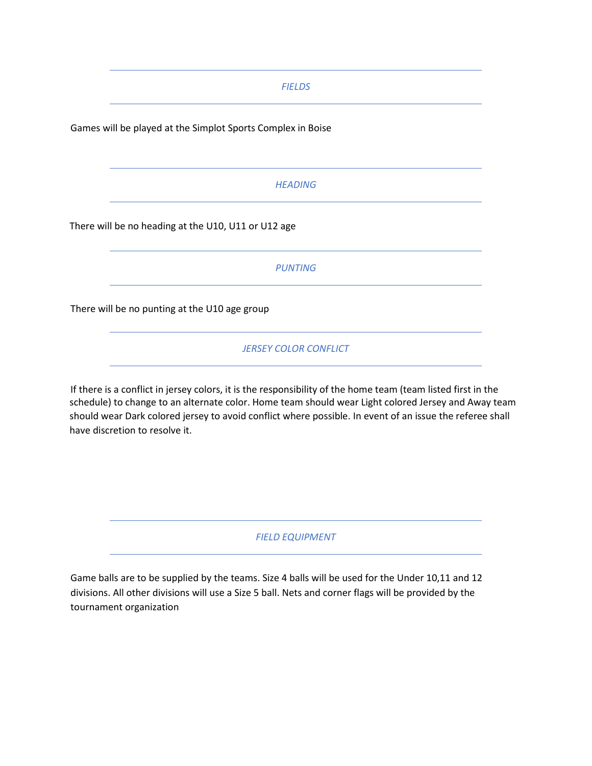## *FIELDS*

Games will be played at the Simplot Sports Complex in Boise

## *HEADING*

There will be no heading at the U10, U11 or U12 age

## *PUNTING*

There will be no punting at the U10 age group

## *JERSEY COLOR CONFLICT*

If there is a conflict in jersey colors, it is the responsibility of the home team (team listed first in the schedule) to change to an alternate color. Home team should wear Light colored Jersey and Away team should wear Dark colored jersey to avoid conflict where possible. In event of an issue the referee shall have discretion to resolve it.

## *FIELD EQUIPMENT*

Game balls are to be supplied by the teams. Size 4 balls will be used for the Under 10,11 and 12 divisions. All other divisions will use a Size 5 ball. Nets and corner flags will be provided by the tournament organization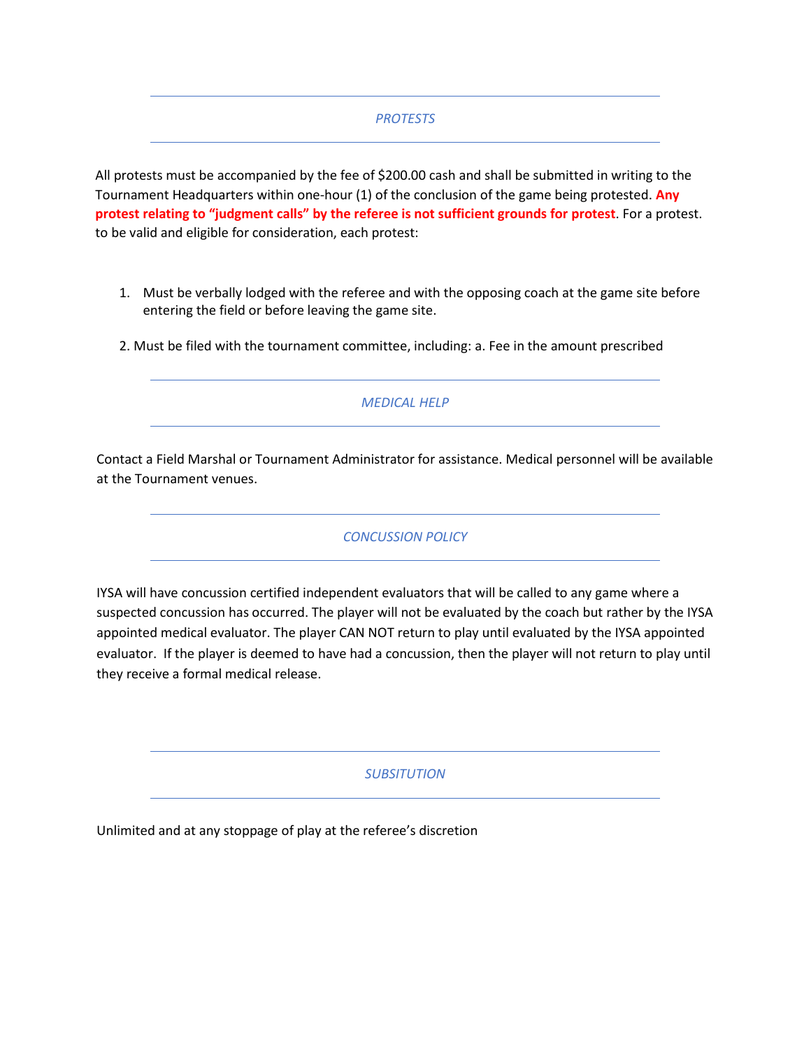## *PROTESTS*

All protests must be accompanied by the fee of $200.00 cash and shall be submitted in writing to the Tournament Headquarters within one-hour (1) of the conclusion of the game being protested. **Any protest relating to "judgment calls" by the referee is not sufficient grounds for protest**. For a protest. to be valid and eligible for consideration, each protest:

1. Must be verbally lodged with the referee and with the opposing coach at the game site before entering the field or before leaving the game site.

2. Must be filed with the tournament committee, including: a. Fee in the amount prescribed

## *MEDICAL HELP*

Contact a Field Marshal or Tournament Administrator for assistance. Medical personnel will be available at the Tournament venues.

## *CONCUSSION POLICY*

IYSA will have concussion certified independent evaluators that will be called to any game where a suspected concussion has occurred. The player will not be evaluated by the coach but rather by the IYSA appointed medical evaluator. The player CAN NOT return to play until evaluated by the IYSA appointed evaluator. If the player is deemed to have had a concussion, then the player will not return to play until they receive a formal medical release.

## *SUBSITUTION*

Unlimited and at any stoppage of play at the referee's discretion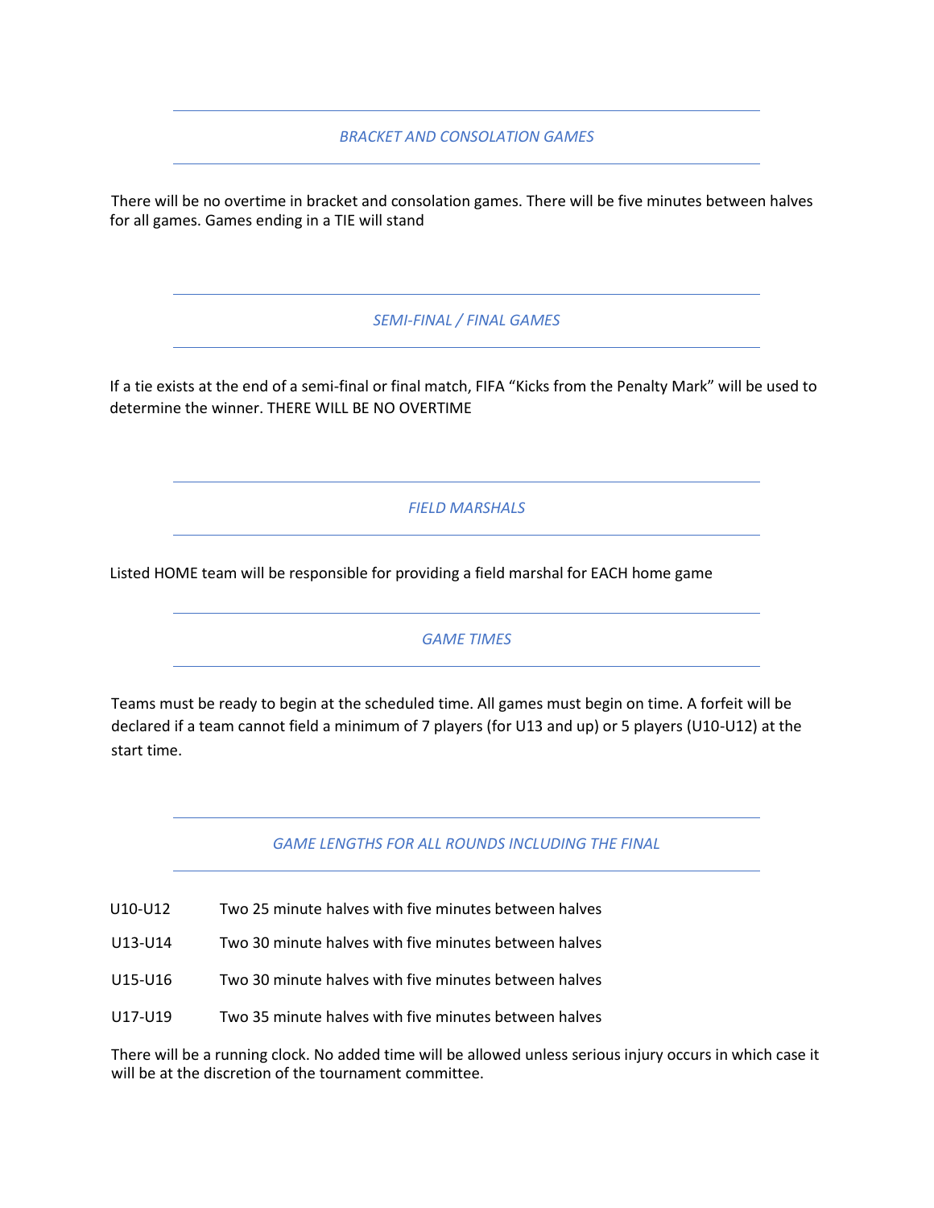## *BRACKET AND CONSOLATION GAMES*

There will be no overtime in bracket and consolation games. There will be five minutes between halves for all games. Games ending in a TIE will stand

## *SEMI-FINAL / FINAL GAMES*

If a tie exists at the end of a semi-final or final match, FIFA "Kicks from the Penalty Mark" will be used to determine the winner. THERE WILL BE NO OVERTIME

## *FIELD MARSHALS*

Listed HOME team will be responsible for providing a field marshal for EACH home game

## *GAME TIMES*

Teams must be ready to begin at the scheduled time. All games must begin on time. A forfeit will be declared if a team cannot field a minimum of 7 players (for U13 and up) or 5 players (U10-U12) at the start time.

## *GAME LENGTHS FOR ALL ROUNDS INCLUDING THE FINAL*

| | |
|---|---|
| U10-U12 | Two 25 minute halves with five minutes between halves |
| U13-U14 | Two 30 minute halves with five minutes between halves |
| U15-U16 | Two 30 minute halves with five minutes between halves |
| U17-U19 | Two 35 minute halves with five minutes between halves |

There will be a running clock. No added time will be allowed unless serious injury occurs in which case it will be at the discretion of the tournament committee.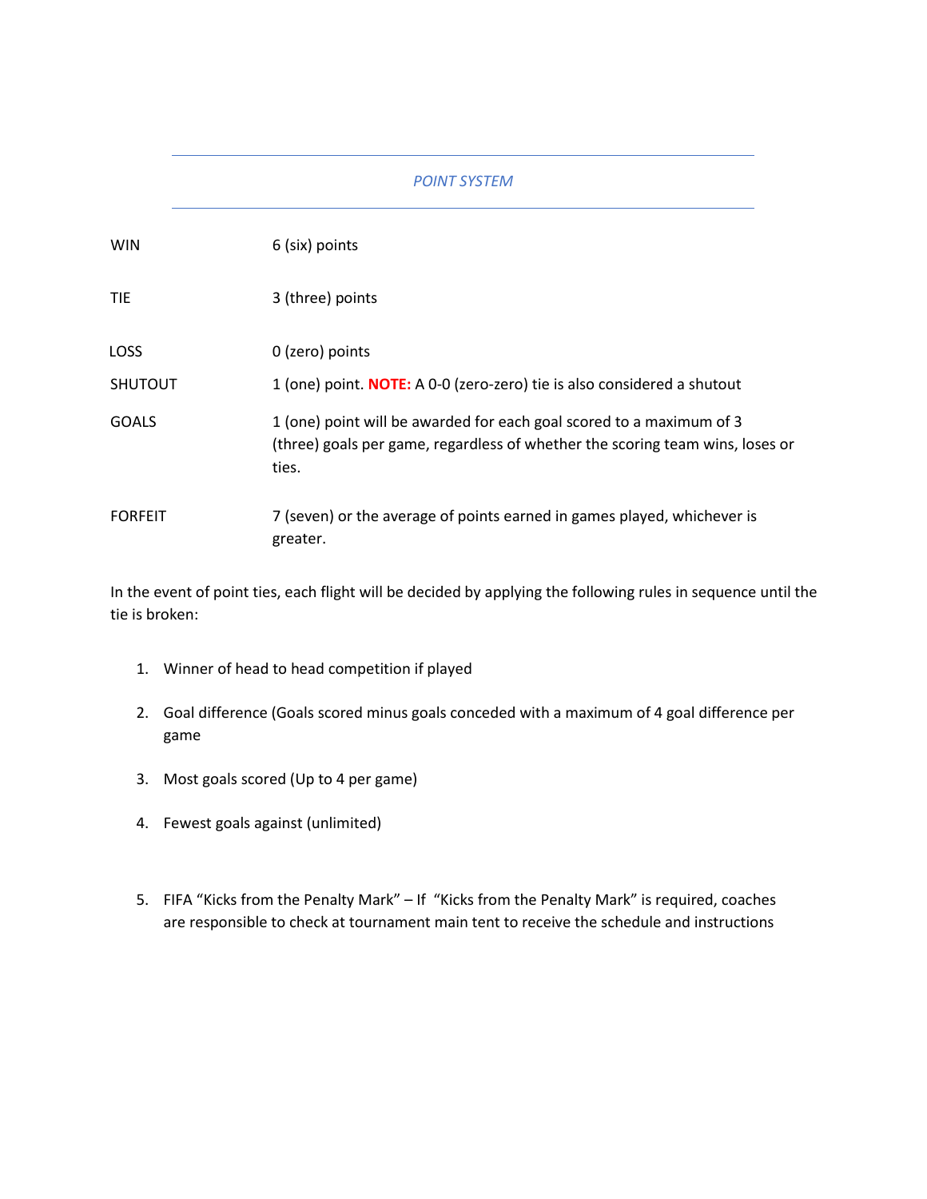## *POINT SYSTEM*

| | |
|---|---|
| WIN | 6 (six) points |
| TIE | 3 (three) points |
| LOSS | 0 (zero) points |
| SHUTOUT | 1 (one) point. **NOTE:** A 0-0 (zero-zero) tie is also considered a shutout |
| GOALS | 1 (one) point will be awarded for each goal scored to a maximum of 3 (three) goals per game, regardless of whether the scoring team wins, loses or ties. |
| FORFEIT | 7 (seven) or the average of points earned in games played, whichever is greater. |

In the event of point ties, each flight will be decided by applying the following rules in sequence until the tie is broken:

1. Winner of head to head competition if played
2. Goal difference (Goals scored minus goals conceded with a maximum of 4 goal difference per game
3. Most goals scored (Up to 4 per game)
4. Fewest goals against (unlimited)
5. FIFA "Kicks from the Penalty Mark" – If "Kicks from the Penalty Mark" is required, coaches are responsible to check at tournament main tent to receive the schedule and instructions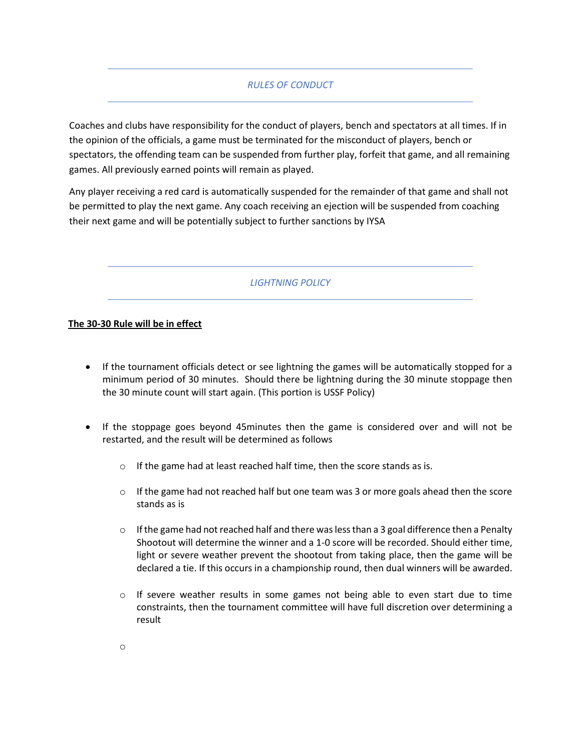## *RULES OF CONDUCT*

Coaches and clubs have responsibility for the conduct of players, bench and spectators at all times. If in the opinion of the officials, a game must be terminated for the misconduct of players, bench or spectators, the offending team can be suspended from further play, forfeit that game, and all remaining games. All previously earned points will remain as played.

Any player receiving a red card is automatically suspended for the remainder of that game and shall not be permitted to play the next game. Any coach receiving an ejection will be suspended from coaching their next game and will be potentially subject to further sanctions by IYSA

## *LIGHTNING POLICY*

**The 30-30 Rule will be in effect**

- If the tournament officials detect or see lightning the games will be automatically stopped for a minimum period of 30 minutes. Should there be lightning during the 30 minute stoppage then the 30 minute count will start again. (This portion is USSF Policy)

- If the stoppage goes beyond 45minutes then the game is considered over and will not be restarted, and the result will be determined as follows
    - If the game had at least reached half time, then the score stands as is.
    - If the game had not reached half but one team was 3 or more goals ahead then the score stands as is
    - If the game had not reached half and there was less than a 3 goal difference then a Penalty Shootout will determine the winner and a 1-0 score will be recorded. Should either time, light or severe weather prevent the shootout from taking place, then the game will be declared a tie. If this occurs in a championship round, then dual winners will be awarded.
    - If severe weather results in some games not being able to even start due to time constraints, then the tournament committee will have full discretion over determining a result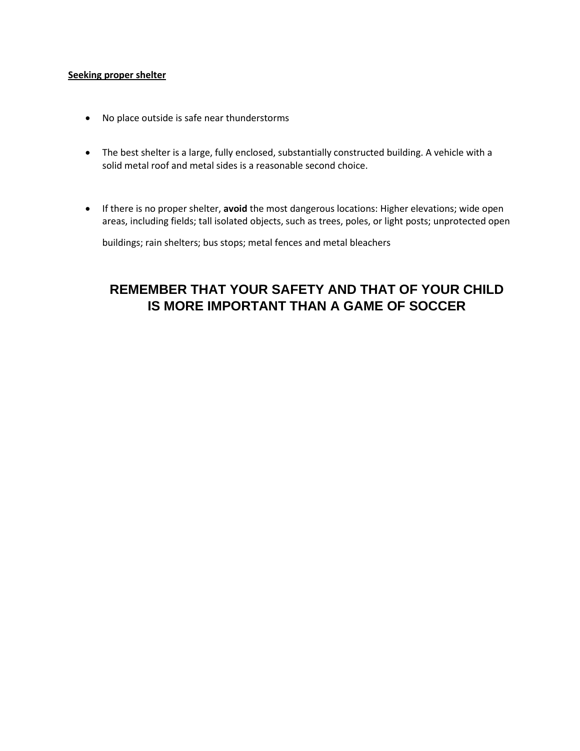**Seeking proper shelter**

- No place outside is safe near thunderstorms
- The best shelter is a large, fully enclosed, substantially constructed building. A vehicle with a solid metal roof and metal sides is a reasonable second choice.
- If there is no proper shelter, **avoid** the most dangerous locations: Higher elevations; wide open areas, including fields; tall isolated objects, such as trees, poles, or light posts; unprotected open buildings; rain shelters; bus stops; metal fences and metal bleachers

## REMEMBER THAT YOUR SAFETY AND THAT OF YOUR CHILD IS MORE IMPORTANT THAN A GAME OF SOCCER